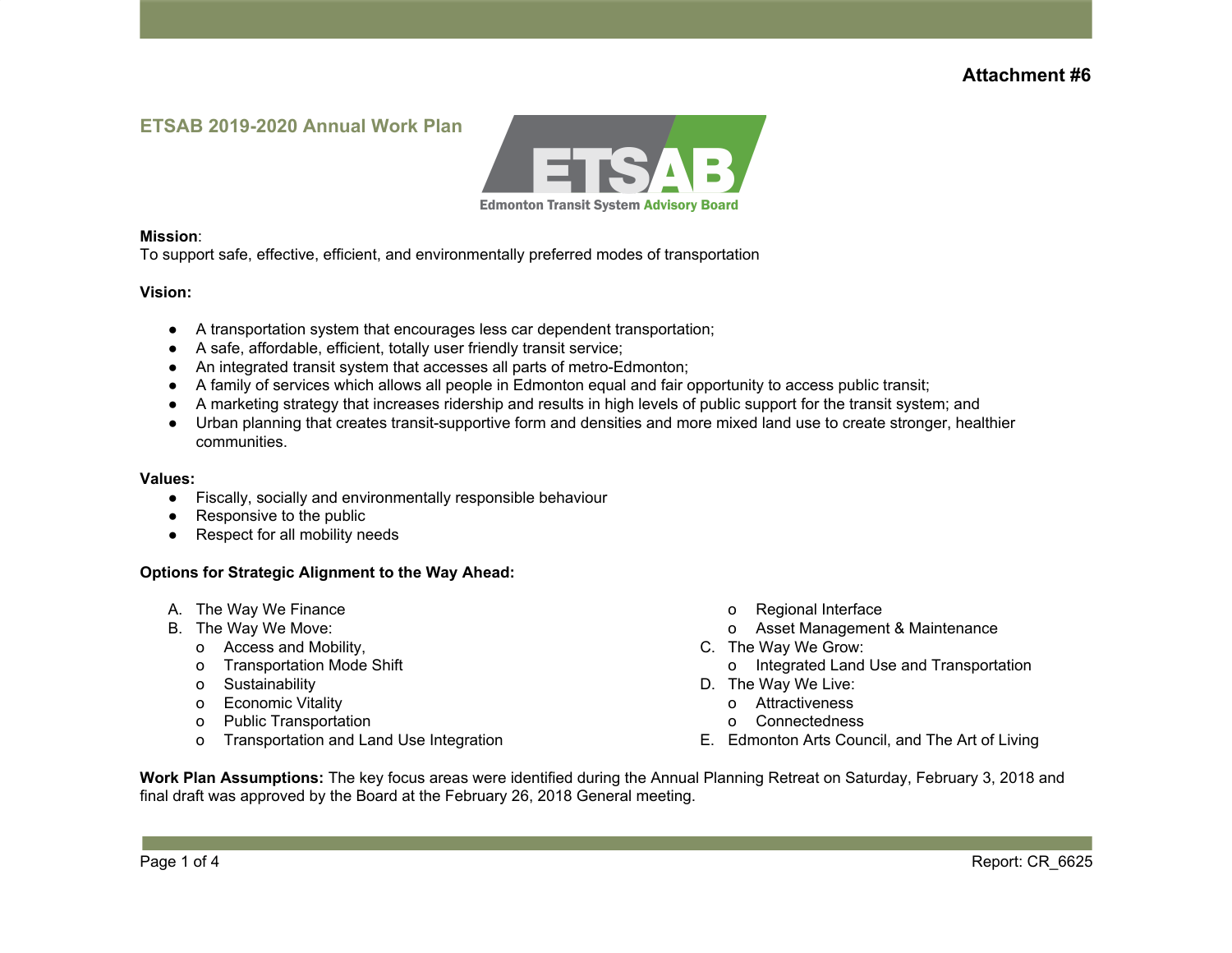**Attachment #6**

## ETSAB 2019-2020 Annual Work Plan

Edmonton Transit System Advisory Board

**Mission**:
To support safe, effective, efficient, and environmentally preferred modes of transportation

**Vision:**

- A transportation system that encourages less car dependent transportation;
- A safe, affordable, efficient, totally user friendly transit service;
- An integrated transit system that accesses all parts of metro-Edmonton;
- A family of services which allows all people in Edmonton equal and fair opportunity to access public transit;
- A marketing strategy that increases ridership and results in high levels of public support for the transit system; and
- Urban planning that creates transit-supportive form and densities and more mixed land use to create stronger, healthier communities.

**Values:**

- Fiscally, socially and environmentally responsible behaviour
- Responsive to the public
- Respect for all mobility needs

**Options for Strategic Alignment to the Way Ahead:**

A. The Way We Finance
B. The Way We Move:
   - Access and Mobility,
   - Transportation Mode Shift
   - Sustainability
   - Economic Vitality
   - Public Transportation
   - Transportation and Land Use Integration
   - Regional Interface
   - Asset Management & Maintenance
C. The Way We Grow:
   - Integrated Land Use and Transportation
D. The Way We Live:
   - Attractiveness
   - Connectedness
E. Edmonton Arts Council, and The Art of Living

**Work Plan Assumptions:** The key focus areas were identified during the Annual Planning Retreat on Saturday, February 3, 2018 and final draft was approved by the Board at the February 26, 2018 General meeting.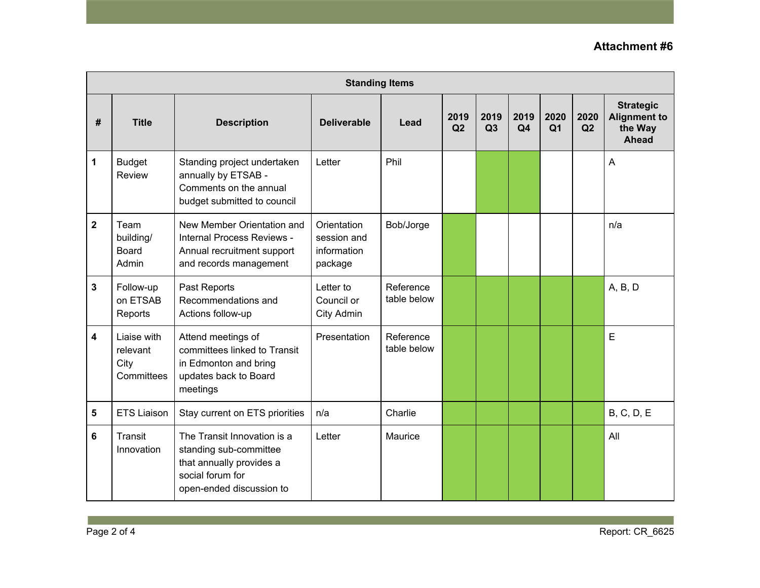| Standing Items | | | | | | | | | | |
|---|---|---|---|---|---|---|---|---|---|---|
| **#** | **Title** | **Description** | **Deliverable** | **Lead** | **2019 Q2** | **2019 Q3** | **2019 Q4** | **2020 Q1** | **2020 Q2** | **Strategic Alignment to the Way Ahead** |
| **1** | Budget Review | Standing project undertaken annually by ETSAB - Comments on the annual budget submitted to council | Letter | Phil | | | | | | A |
| **2** | Team building/ Board Admin | New Member Orientation and Internal Process Reviews - Annual recruitment support and records management | Orientation session and information package | Bob/Jorge | | | | | | n/a |
| **3** | Follow-up on ETSAB Reports | Past Reports Recommendations and Actions follow-up | Letter to Council or City Admin | Reference table below | | | | | | A, B, D |
| **4** | Liaise with relevant City Committees | Attend meetings of committees linked to Transit in Edmonton and bring updates back to Board meetings | Presentation | Reference table below | | | | | | E |
| **5** | ETS Liaison | Stay current on ETS priorities | n/a | Charlie | | | | | | B, C, D, E |
| **6** | Transit Innovation | The Transit Innovation is a standing sub-committee that annually provides a social forum for open-ended discussion to | Letter | Maurice | | | | | | All |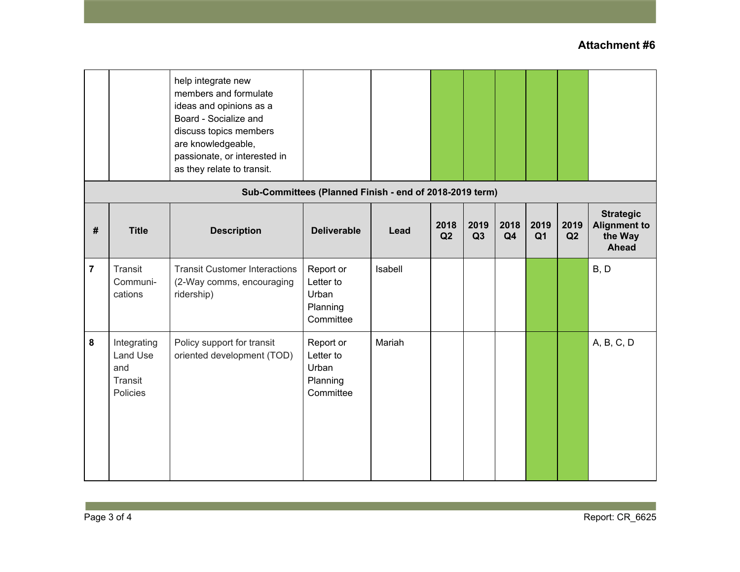**Attachment #6**

| | | | | | | | | | | |
|---|---|---|---|---|---|---|---|---|---|---|
| | | help integrate new members and formulate ideas and opinions as a Board - Socialize and discuss topics members are knowledgeable, passionate, or interested in as they relate to transit. | | | | | | | | |
| **Sub-Committees (Planned Finish - end of 2018-2019 term)** | | | | | | | | | | |
| **#** | **Title** | **Description** | **Deliverable** | **Lead** | **2018 Q2** | **2019 Q3** | **2018 Q4** | **2019 Q1** | **2019 Q2** | **Strategic Alignment to the Way Ahead** |
| **7** | Transit Communi-cations | Transit Customer Interactions (2-Way comms, encouraging ridership) | Report or Letter to Urban Planning Committee | Isabell | | | | | | B, D |
| **8** | Integrating Land Use and Transit Policies | Policy support for transit oriented development (TOD) | Report or Letter to Urban Planning Committee | Mariah | | | | | | A, B, C, D |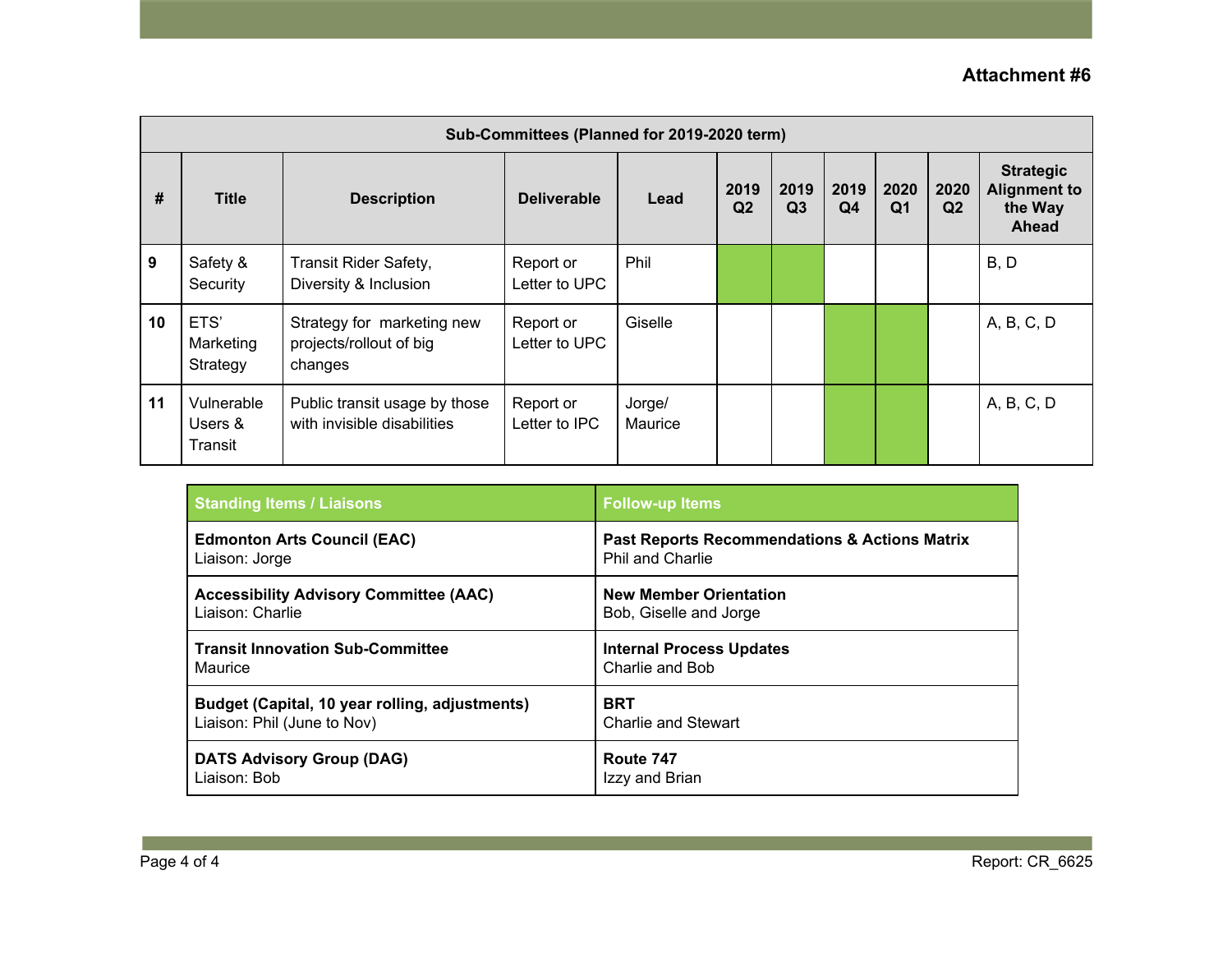**Attachment #6**

| Sub-Committees (Planned for 2019-2020 term) | | | | | | | | | | |
|---|---|---|---|---|---|---|---|---|---|---|
| # | Title | Description | Deliverable | Lead | 2019 Q2 | 2019 Q3 | 2019 Q4 | 2020 Q1 | 2020 Q2 | Strategic Alignment to the Way Ahead |
| 9 | Safety & Security | Transit Rider Safety, Diversity & Inclusion | Report or Letter to UPC | Phil | | | | | | B, D |
| 10 | ETS' Marketing Strategy | Strategy for marketing new projects/rollout of big changes | Report or Letter to UPC | Giselle | | | | | | A, B, C, D |
| 11 | Vulnerable Users & Transit | Public transit usage by those with invisible disabilities | Report or Letter to IPC | Jorge/ Maurice | | | | | | A, B, C, D |

| Standing Items / Liaisons | Follow-up Items |
|---|---|
| **Edmonton Arts Council (EAC)**<br>Liaison: Jorge | **Past Reports Recommendations & Actions Matrix**<br>Phil and Charlie |
| **Accessibility Advisory Committee (AAC)**<br>Liaison: Charlie | **New Member Orientation**<br>Bob, Giselle and Jorge |
| **Transit Innovation Sub-Committee**<br>Maurice | **Internal Process Updates**<br>Charlie and Bob |
| **Budget (Capital, 10 year rolling, adjustments)**<br>Liaison: Phil (June to Nov) | **BRT**<br>Charlie and Stewart |
| **DATS Advisory Group (DAG)**<br>Liaison: Bob | **Route 747**<br>Izzy and Brian |

Report: CR_6625